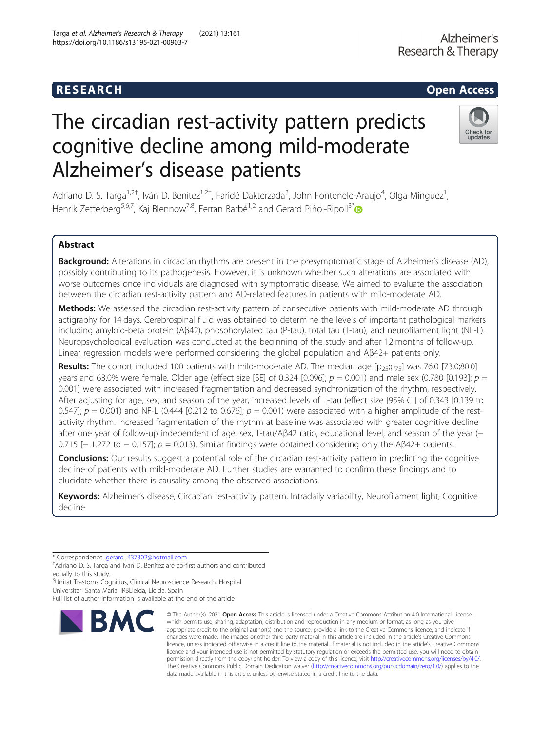# The circadian rest-activity pattern predicts cognitive decline among mild-moderate Alzheimer's disease patients

Adriano D. S. Targa[1,2†], Iván D. Benítez[1,2†], Faridé Dakterzada[3], John Fontenele-Araujo[4], Olga Minguez[1], Henrik Zetterberg[5,6,7], Kaj Blennow[7,8], Ferran Barbé[1,2] and Gerard Piñol-Ripoll[3*]

## Abstract

**Background:** Alterations in circadian rhythms are present in the presymptomatic stage of Alzheimer's disease (AD), possibly contributing to its pathogenesis. However, it is unknown whether such alterations are associated with worse outcomes once individuals are diagnosed with symptomatic disease. We aimed to evaluate the association between the circadian rest-activity pattern and AD-related features in patients with mild-moderate AD.

**Methods:** We assessed the circadian rest-activity pattern of consecutive patients with mild-moderate AD through actigraphy for 14 days. Cerebrospinal fluid was obtained to determine the levels of important pathological markers including amyloid-beta protein (Aβ42), phosphorylated tau (P-tau), total tau (T-tau), and neurofilament light (NF-L). Neuropsychological evaluation was conducted at the beginning of the study and after 12 months of follow-up. Linear regression models were performed considering the global population and Aβ42+ patients only.

**Results:** The cohort included 100 patients with mild-moderate AD. The median age [$p_{25}$;$p_{75}$] was 76.0 [73.0;80.0] years and 63.0% were female. Older age (effect size [SE] of 0.324 [0.096]; $p = 0.001$) and male sex (0.780 [0.193]; $p = 0.001$) were associated with increased fragmentation and decreased synchronization of the rhythm, respectively. After adjusting for age, sex, and season of the year, increased levels of T-tau (effect size [95% CI] of 0.343 [0.139 to 0.547]; $p = 0.001$) and NF-L (0.444 [0.212 to 0.676]; $p = 0.001$) were associated with a higher amplitude of the rest-activity rhythm. Increased fragmentation of the rhythm at baseline was associated with greater cognitive decline after one year of follow-up independent of age, sex, T-tau/Aβ42 ratio, educational level, and season of the year (− 0.715 [− 1.272 to − 0.157]; $p = 0.013$). Similar findings were obtained considering only the Aβ42+ patients.

**Conclusions:** Our results suggest a potential role of the circadian rest-activity pattern in predicting the cognitive decline of patients with mild-moderate AD. Further studies are warranted to confirm these findings and to elucidate whether there is causality among the observed associations.

**Keywords:** Alzheimer's disease, Circadian rest-activity pattern, Intradaily variability, Neurofilament light, Cognitive decline

---

* Correspondence: gerard_437302@hotmail.com
†Adriano D. S. Targa and Iván D. Benítez are co-first authors and contributed equally to this study.
[3]Unitat Trastorns Cognitius, Clinical Neuroscience Research, Hospital Universitari Santa Maria, IRBLleida, Lleida, Spain
Full list of author information is available at the end of the article

© The Author(s). 2021 **Open Access** This article is licensed under a Creative Commons Attribution 4.0 International License, which permits use, sharing, adaptation, distribution and reproduction in any medium or format, as long as you give appropriate credit to the original author(s) and the source, provide a link to the Creative Commons licence, and indicate if changes were made. The images or other third party material in this article are included in the article's Creative Commons licence, unless indicated otherwise in a credit line to the material. If material is not included in the article's Creative Commons licence and your intended use is not permitted by statutory regulation or exceeds the permitted use, you will need to obtain permission directly from the copyright holder. To view a copy of this licence, visit http://creativecommons.org/licenses/by/4.0/. The Creative Commons Public Domain Dedication waiver (http://creativecommons.org/publicdomain/zero/1.0/) applies to the data made available in this article, unless otherwise stated in a credit line to the data.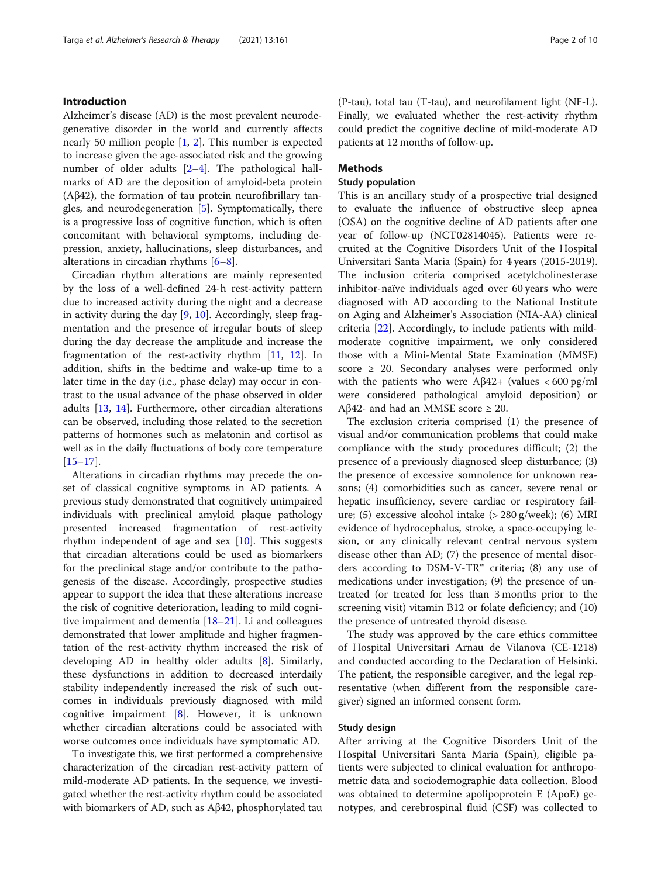## Introduction

Alzheimer's disease (AD) is the most prevalent neurodegenerative disorder in the world and currently affects nearly 50 million people [1, 2]. This number is expected to increase given the age-associated risk and the growing number of older adults [2–4]. The pathological hallmarks of AD are the deposition of amyloid-beta protein (Aβ42), the formation of tau protein neurofibrillary tangles, and neurodegeneration [5]. Symptomatically, there is a progressive loss of cognitive function, which is often concomitant with behavioral symptoms, including depression, anxiety, hallucinations, sleep disturbances, and alterations in circadian rhythms [6–8].

Circadian rhythm alterations are mainly represented by the loss of a well-defined 24-h rest-activity pattern due to increased activity during the night and a decrease in activity during the day [9, 10]. Accordingly, sleep fragmentation and the presence of irregular bouts of sleep during the day decrease the amplitude and increase the fragmentation of the rest-activity rhythm [11, 12]. In addition, shifts in the bedtime and wake-up time to a later time in the day (i.e., phase delay) may occur in contrast to the usual advance of the phase observed in older adults [13, 14]. Furthermore, other circadian alterations can be observed, including those related to the secretion patterns of hormones such as melatonin and cortisol as well as in the daily fluctuations of body core temperature [15–17].

Alterations in circadian rhythms may precede the onset of classical cognitive symptoms in AD patients. A previous study demonstrated that cognitively unimpaired individuals with preclinical amyloid plaque pathology presented increased fragmentation of rest-activity rhythm independent of age and sex [10]. This suggests that circadian alterations could be used as biomarkers for the preclinical stage and/or contribute to the pathogenesis of the disease. Accordingly, prospective studies appear to support the idea that these alterations increase the risk of cognitive deterioration, leading to mild cognitive impairment and dementia [18–21]. Li and colleagues demonstrated that lower amplitude and higher fragmentation of the rest-activity rhythm increased the risk of developing AD in healthy older adults [8]. Similarly, these dysfunctions in addition to decreased interdaily stability independently increased the risk of such outcomes in individuals previously diagnosed with mild cognitive impairment [8]. However, it is unknown whether circadian alterations could be associated with worse outcomes once individuals have symptomatic AD.

To investigate this, we first performed a comprehensive characterization of the circadian rest-activity pattern of mild-moderate AD patients. In the sequence, we investigated whether the rest-activity rhythm could be associated with biomarkers of AD, such as Aβ42, phosphorylated tau (P-tau), total tau (T-tau), and neurofilament light (NF-L). Finally, we evaluated whether the rest-activity rhythm could predict the cognitive decline of mild-moderate AD patients at 12 months of follow-up.

## Methods

### Study population

This is an ancillary study of a prospective trial designed to evaluate the influence of obstructive sleep apnea (OSA) on the cognitive decline of AD patients after one year of follow-up (NCT02814045). Patients were recruited at the Cognitive Disorders Unit of the Hospital Universitari Santa Maria (Spain) for 4 years (2015-2019). The inclusion criteria comprised acetylcholinesterase inhibitor-naïve individuals aged over 60 years who were diagnosed with AD according to the National Institute on Aging and Alzheimer's Association (NIA-AA) clinical criteria [22]. Accordingly, to include patients with mild-moderate cognitive impairment, we only considered those with a Mini-Mental State Examination (MMSE) score ≥ 20. Secondary analyses were performed only with the patients who were Aβ42+ (values < 600 pg/ml were considered pathological amyloid deposition) or Aβ42- and had an MMSE score ≥ 20.

The exclusion criteria comprised (1) the presence of visual and/or communication problems that could make compliance with the study procedures difficult; (2) the presence of a previously diagnosed sleep disturbance; (3) the presence of excessive somnolence for unknown reasons; (4) comorbidities such as cancer, severe renal or hepatic insufficiency, severe cardiac or respiratory failure; (5) excessive alcohol intake (> 280 g/week); (6) MRI evidence of hydrocephalus, stroke, a space-occupying lesion, or any clinically relevant central nervous system disease other than AD; (7) the presence of mental disorders according to DSM-V-TR™ criteria; (8) any use of medications under investigation; (9) the presence of untreated (or treated for less than 3 months prior to the screening visit) vitamin B12 or folate deficiency; and (10) the presence of untreated thyroid disease.

The study was approved by the care ethics committee of Hospital Universitari Arnau de Vilanova (CE-1218) and conducted according to the Declaration of Helsinki. The patient, the responsible caregiver, and the legal representative (when different from the responsible caregiver) signed an informed consent form.

### Study design

After arriving at the Cognitive Disorders Unit of the Hospital Universitari Santa Maria (Spain), eligible patients were subjected to clinical evaluation for anthropometric data and sociodemographic data collection. Blood was obtained to determine apolipoprotein E (ApoE) genotypes, and cerebrospinal fluid (CSF) was collected to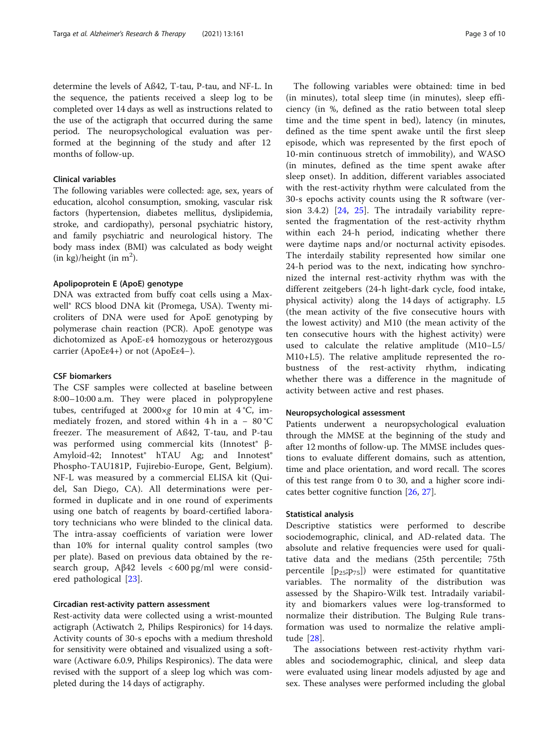determine the levels of Aß42, T-tau, P-tau, and NF-L. In the sequence, the patients received a sleep log to be completed over 14 days as well as instructions related to the use of the actigraph that occurred during the same period. The neuropsychological evaluation was performed at the beginning of the study and after 12 months of follow-up.

### Clinical variables

The following variables were collected: age, sex, years of education, alcohol consumption, smoking, vascular risk factors (hypertension, diabetes mellitus, dyslipidemia, stroke, and cardiopathy), personal psychiatric history, and family psychiatric and neurological history. The body mass index (BMI) was calculated as body weight (in kg)/height (in $m^2$).

### Apolipoprotein E (ApoE) genotype

DNA was extracted from buffy coat cells using a Maxwell® RCS blood DNA kit (Promega, USA). Twenty microliters of DNA were used for ApoE genotyping by polymerase chain reaction (PCR). ApoE genotype was dichotomized as ApoE-ε4 homozygous or heterozygous carrier (ApoEε4+) or not (ApoEε4−).

### CSF biomarkers

The CSF samples were collected at baseline between 8:00–10:00 a.m. They were placed in polypropylene tubes, centrifuged at 2000×*g* for 10 min at 4 °C, immediately frozen, and stored within 4 h in a − 80 °C freezer. The measurement of Aß42, T-tau, and P-tau was performed using commercial kits (Innotest® β-Amyloid-42; Innotest® hTAU Ag; and Innotest® Phospho-TAU181P, Fujirebio-Europe, Gent, Belgium). NF-L was measured by a commercial ELISA kit (Quidel, San Diego, CA). All determinations were performed in duplicate and in one round of experiments using one batch of reagents by board-certified laboratory technicians who were blinded to the clinical data. The intra-assay coefficients of variation were lower than 10% for internal quality control samples (two per plate). Based on previous data obtained by the research group, Aβ42 levels < 600 pg/ml were considered pathological [23].

### Circadian rest-activity pattern assessment

Rest-activity data were collected using a wrist-mounted actigraph (Actiwatch 2, Philips Respironics) for 14 days. Activity counts of 30-s epochs with a medium threshold for sensitivity were obtained and visualized using a software (Actiware 6.0.9, Philips Respironics). The data were revised with the support of a sleep log which was completed during the 14 days of actigraphy.

The following variables were obtained: time in bed (in minutes), total sleep time (in minutes), sleep efficiency (in %, defined as the ratio between total sleep time and the time spent in bed), latency (in minutes, defined as the time spent awake until the first sleep episode, which was represented by the first epoch of 10-min continuous stretch of immobility), and WASO (in minutes, defined as the time spent awake after sleep onset). In addition, different variables associated with the rest-activity rhythm were calculated from the 30-s epochs activity counts using the R software (version 3.4.2) [24, 25]. The intradaily variability represented the fragmentation of the rest-activity rhythm within each 24-h period, indicating whether there were daytime naps and/or nocturnal activity episodes. The interdaily stability represented how similar one 24-h period was to the next, indicating how synchronized the internal rest-activity rhythm was with the different zeitgebers (24-h light-dark cycle, food intake, physical activity) along the 14 days of actigraphy. L5 (the mean activity of the five consecutive hours with the lowest activity) and M10 (the mean activity of the ten consecutive hours with the highest activity) were used to calculate the relative amplitude (M10–L5/M10+L5). The relative amplitude represented the robustness of the rest-activity rhythm, indicating whether there was a difference in the magnitude of activity between active and rest phases.

### Neuropsychological assessment

Patients underwent a neuropsychological evaluation through the MMSE at the beginning of the study and after 12 months of follow-up. The MMSE includes questions to evaluate different domains, such as attention, time and place orientation, and word recall. The scores of this test range from 0 to 30, and a higher score indicates better cognitive function [26, 27].

### Statistical analysis

Descriptive statistics were performed to describe sociodemographic, clinical, and AD-related data. The absolute and relative frequencies were used for qualitative data and the medians (25th percentile; 75th percentile [$p_{25}$;$p_{75}$]) were estimated for quantitative variables. The normality of the distribution was assessed by the Shapiro-Wilk test. Intradaily variability and biomarkers values were log-transformed to normalize their distribution. The Bulging Rule transformation was used to normalize the relative amplitude [28].

The associations between rest-activity rhythm variables and sociodemographic, clinical, and sleep data were evaluated using linear models adjusted by age and sex. These analyses were performed including the global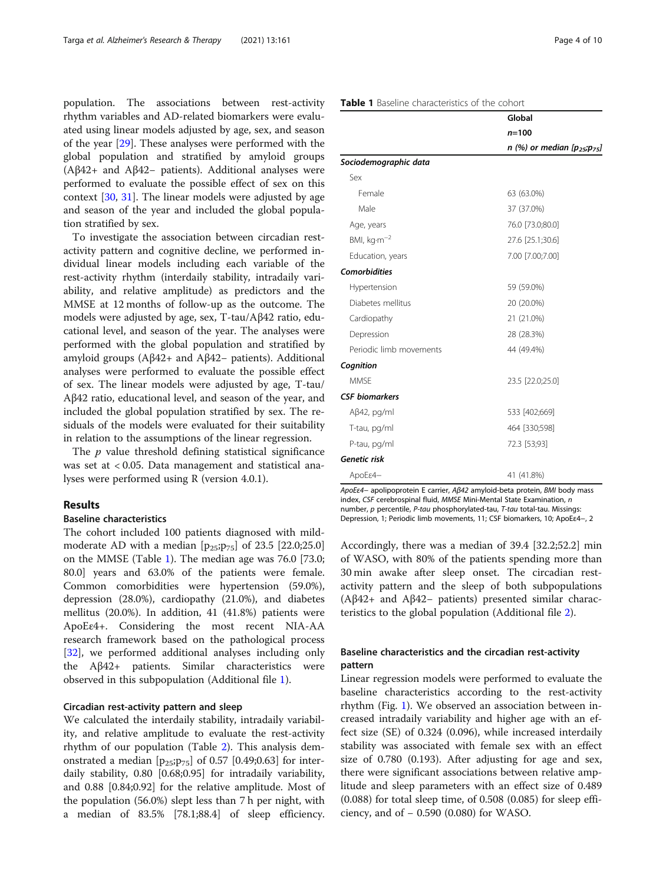population. The associations between rest-activity rhythm variables and AD-related biomarkers were evaluated using linear models adjusted by age, sex, and season of the year [29]. These analyses were performed with the global population and stratified by amyloid groups (Aβ42+ and Aβ42− patients). Additional analyses were performed to evaluate the possible effect of sex on this context [30, 31]. The linear models were adjusted by age and season of the year and included the global population stratified by sex.

To investigate the association between circadian rest-activity pattern and cognitive decline, we performed individual linear models including each variable of the rest-activity rhythm (interdaily stability, intradaily variability, and relative amplitude) as predictors and the MMSE at 12 months of follow-up as the outcome. The models were adjusted by age, sex, T-tau/Aβ42 ratio, educational level, and season of the year. The analyses were performed with the global population and stratified by amyloid groups (Aβ42+ and Aβ42− patients). Additional analyses were performed to evaluate the possible effect of sex. The linear models were adjusted by age, T-tau/Aβ42 ratio, educational level, and season of the year, and included the global population stratified by sex. The residuals of the models were evaluated for their suitability in relation to the assumptions of the linear regression.

The $p$ value threshold defining statistical significance was set at < 0.05. Data management and statistical analyses were performed using R (version 4.0.1).

## Results

### Baseline characteristics

The cohort included 100 patients diagnosed with mild-moderate AD with a median [$p_{25}$;$p_{75}$] of 23.5 [22.0;25.0] on the MMSE (Table 1). The median age was 76.0 [73.0; 80.0] years and 63.0% of the patients were female. Common comorbidities were hypertension (59.0%), depression (28.0%), cardiopathy (21.0%), and diabetes mellitus (20.0%). In addition, 41 (41.8%) patients were ApoEε4+. Considering the most recent NIA-AA research framework based on the pathological process [32], we performed additional analyses including only the Aβ42+ patients. Similar characteristics were observed in this subpopulation (Additional file 1).

**Table 1** Baseline characteristics of the cohort

| | Global |
|---|---|
| | *n*=100 |
| | *n (%) or median [$p_{25}$;$p_{75}$]* |
| ***Sociodemographic data*** | |
| Sex | |
| Female | 63 (63.0%) |
| Male | 37 (37.0%) |
| Age, years | 76.0 [73.0;80.0] |
| BMI, kg·m$^{-2}$ | 27.6 [25.1;30.6] |
| Education, years | 7.00 [7.00;7.00] |
| ***Comorbidities*** | |
| Hypertension | 59 (59.0%) |
| Diabetes mellitus | 20 (20.0%) |
| Cardiopathy | 21 (21.0%) |
| Depression | 28 (28.3%) |
| Periodic limb movements | 44 (49.4%) |
| ***Cognition*** | |
| MMSE | 23.5 [22.0;25.0] |
| ***CSF biomarkers*** | |
| Aβ42, pg/ml | 533 [402;669] |
| T-tau, pg/ml | 464 [330;598] |
| P-tau, pg/ml | 72.3 [53;93] |
| ***Genetic risk*** | |
| ApoEε4− | 41 (41.8%) |

*ApoEε4*− apolipoprotein E carrier, *Aβ42* amyloid-beta protein, *BMI* body mass index, *CSF* cerebrospinal fluid, *MMSE* Mini-Mental State Examination, *n* number, *p* percentile, *P-tau* phosphorylated-tau, *T-tau* total-tau. Missings: Depression, 1; Periodic limb movements, 11; CSF biomarkers, 10; ApoEε4−, 2

### Circadian rest-activity pattern and sleep

We calculated the interdaily stability, intradaily variability, and relative amplitude to evaluate the rest-activity rhythm of our population (Table 2). This analysis demonstrated a median [$p_{25}$;$p_{75}$] of 0.57 [0.49;0.63] for interdaily stability, 0.80 [0.68;0.95] for intradaily variability, and 0.88 [0.84;0.92] for the relative amplitude. Most of the population (56.0%) slept less than 7 h per night, with a median of 83.5% [78.1;88.4] of sleep efficiency. Accordingly, there was a median of 39.4 [32.2;52.2] min of WASO, with 80% of the patients spending more than 30 min awake after sleep onset. The circadian rest-activity pattern and the sleep of both subpopulations (Aβ42+ and Aβ42− patients) presented similar characteristics to the global population (Additional file 2).

### Baseline characteristics and the circadian rest-activity pattern

Linear regression models were performed to evaluate the baseline characteristics according to the rest-activity rhythm (Fig. 1). We observed an association between increased intradaily variability and higher age with an effect size (SE) of 0.324 (0.096), while increased interdaily stability was associated with female sex with an effect size of 0.780 (0.193). After adjusting for age and sex, there were significant associations between relative amplitude and sleep parameters with an effect size of 0.489 (0.088) for total sleep time, of 0.508 (0.085) for sleep efficiency, and of − 0.590 (0.080) for WASO.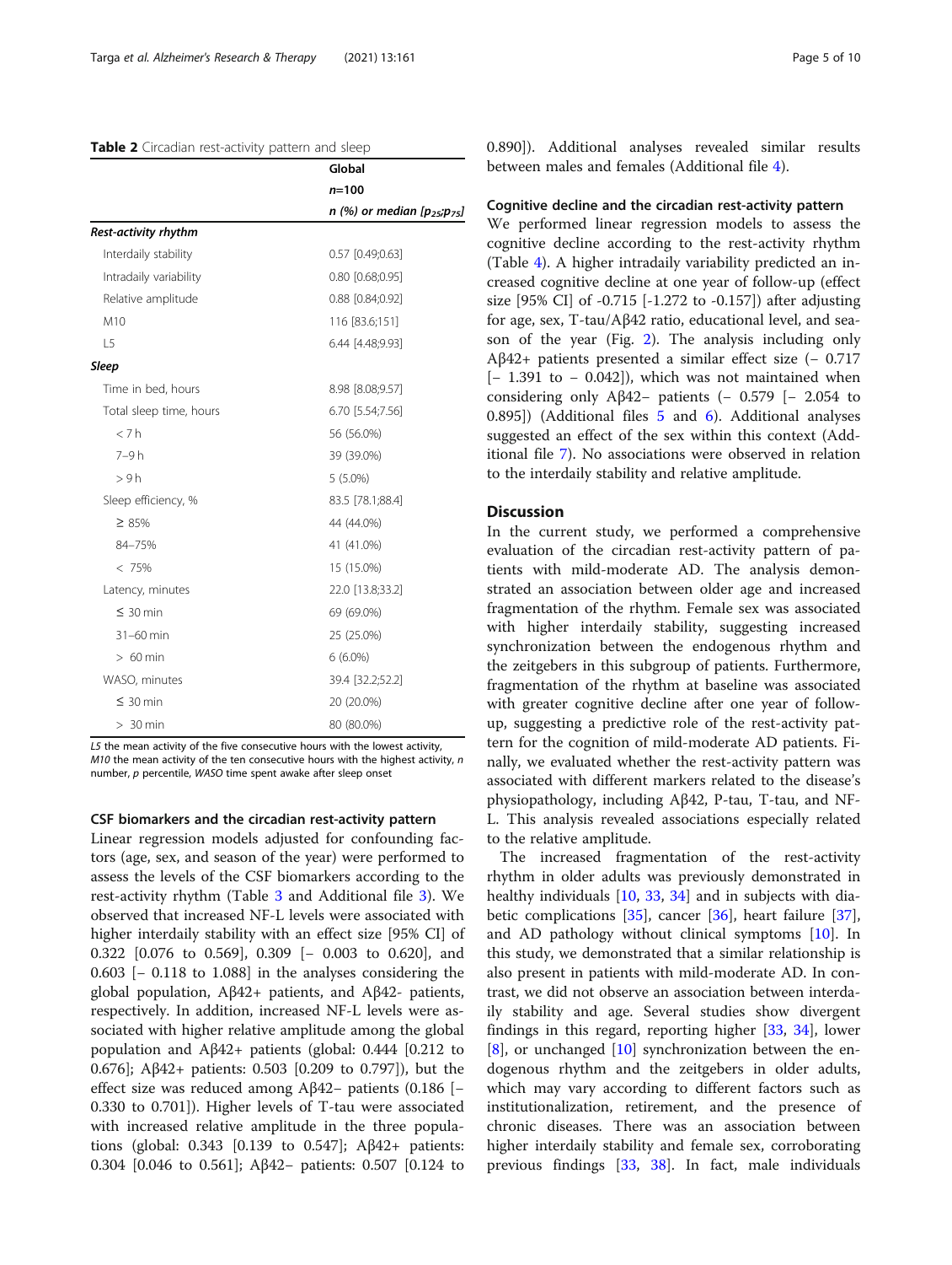**Table 2** Circadian rest-activity pattern and sleep

| | Global |
|---|---|
| | *n*=100 |
| | *n* (%) or median [$p_{25}$;$p_{75}$] |
| ***Rest-activity rhythm*** | |
| Interdaily stability | 0.57 [0.49;0.63] |
| Intradaily variability | 0.80 [0.68;0.95] |
| Relative amplitude | 0.88 [0.84;0.92] |
| M10 | 116 [83.6;151] |
| L5 | 6.44 [4.48;9.93] |
| ***Sleep*** | |
| Time in bed, hours | 8.98 [8.08;9.57] |
| Total sleep time, hours | 6.70 [5.54;7.56] |
| < 7 h | 56 (56.0%) |
| 7–9 h | 39 (39.0%) |
| > 9 h | 5 (5.0%) |
| Sleep efficiency, % | 83.5 [78.1;88.4] |
| ≥ 85% | 44 (44.0%) |
| 84–75% | 41 (41.0%) |
| < 75% | 15 (15.0%) |
| Latency, minutes | 22.0 [13.8;33.2] |
| ≤ 30 min | 69 (69.0%) |
| 31–60 min | 25 (25.0%) |
| > 60 min | 6 (6.0%) |
| WASO, minutes | 39.4 [32.2;52.2] |
| ≤ 30 min | 20 (20.0%) |
| > 30 min | 80 (80.0%) |

*L5* the mean activity of the five consecutive hours with the lowest activity, *M10* the mean activity of the ten consecutive hours with the highest activity, *n* number, *p* percentile, *WASO* time spent awake after sleep onset

### CSF biomarkers and the circadian rest-activity pattern

Linear regression models adjusted for confounding factors (age, sex, and season of the year) were performed to assess the levels of the CSF biomarkers according to the rest-activity rhythm (Table 3 and Additional file 3). We observed that increased NF-L levels were associated with higher interdaily stability with an effect size [95% CI] of 0.322 [0.076 to 0.569], 0.309 [− 0.003 to 0.620], and 0.603 [− 0.118 to 1.088] in the analyses considering the global population, Aβ42+ patients, and Aβ42- patients, respectively. In addition, increased NF-L levels were associated with higher relative amplitude among the global population and Aβ42+ patients (global: 0.444 [0.212 to 0.676]; Aβ42+ patients: 0.503 [0.209 to 0.797]), but the effect size was reduced among Aβ42− patients (0.186 [− 0.330 to 0.701]). Higher levels of T-tau were associated with increased relative amplitude in the three populations (global: 0.343 [0.139 to 0.547]; Aβ42+ patients: 0.304 [0.046 to 0.561]; Aβ42− patients: 0.507 [0.124 to 0.890]). Additional analyses revealed similar results between males and females (Additional file 4).

### Cognitive decline and the circadian rest-activity pattern

We performed linear regression models to assess the cognitive decline according to the rest-activity rhythm (Table 4). A higher intradaily variability predicted an increased cognitive decline at one year of follow-up (effect size [95% CI] of -0.715 [-1.272 to -0.157]) after adjusting for age, sex, T-tau/Aβ42 ratio, educational level, and season of the year (Fig. 2). The analysis including only Aβ42+ patients presented a similar effect size (− 0.717 [− 1.391 to − 0.042]), which was not maintained when considering only Aβ42− patients (− 0.579 [− 2.054 to 0.895]) (Additional files 5 and 6). Additional analyses suggested an effect of the sex within this context (Additional file 7). No associations were observed in relation to the interdaily stability and relative amplitude.

## Discussion

In the current study, we performed a comprehensive evaluation of the circadian rest-activity pattern of patients with mild-moderate AD. The analysis demonstrated an association between older age and increased fragmentation of the rhythm. Female sex was associated with higher interdaily stability, suggesting increased synchronization between the endogenous rhythm and the zeitgebers in this subgroup of patients. Furthermore, fragmentation of the rhythm at baseline was associated with greater cognitive decline after one year of follow-up, suggesting a predictive role of the rest-activity pattern for the cognition of mild-moderate AD patients. Finally, we evaluated whether the rest-activity pattern was associated with different markers related to the disease's physiopathology, including Aβ42, P-tau, T-tau, and NF-L. This analysis revealed associations especially related to the relative amplitude.

The increased fragmentation of the rest-activity rhythm in older adults was previously demonstrated in healthy individuals [10, 33, 34] and in subjects with diabetic complications [35], cancer [36], heart failure [37], and AD pathology without clinical symptoms [10]. In this study, we demonstrated that a similar relationship is also present in patients with mild-moderate AD. In contrast, we did not observe an association between interdaily stability and age. Several studies show divergent findings in this regard, reporting higher [33, 34], lower [8], or unchanged [10] synchronization between the endogenous rhythm and the zeitgebers in older adults, which may vary according to different factors such as institutionalization, retirement, and the presence of chronic diseases. There was an association between higher interdaily stability and female sex, corroborating previous findings [33, 38]. In fact, male individuals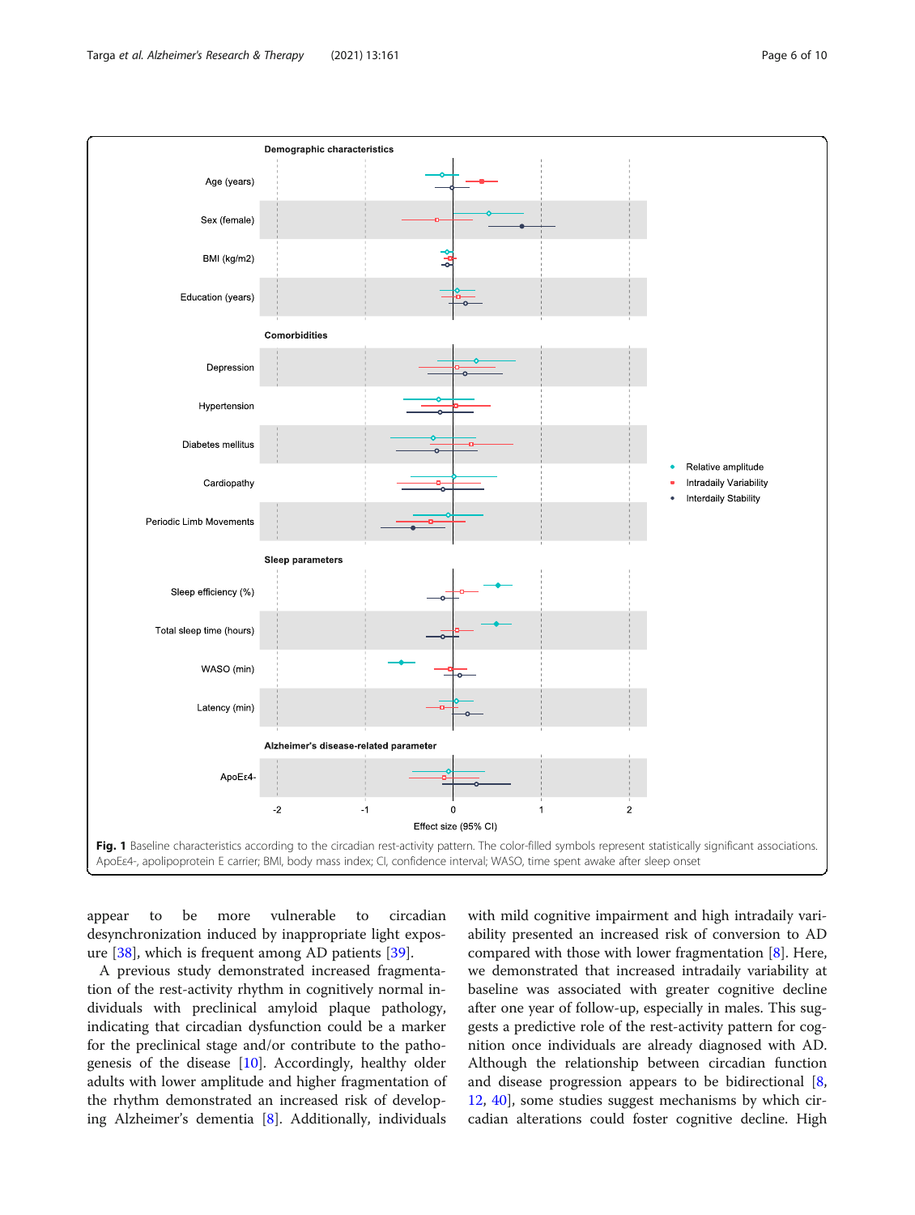**Fig. 1** Baseline characteristics according to the circadian rest-activity pattern. The color-filled symbols represent statistically significant associations. ApoEε4-, apolipoprotein E carrier; BMI, body mass index; CI, confidence interval; WASO, time spent awake after sleep onset

appear to be more vulnerable to circadian desynchronization induced by inappropriate light exposure [38], which is frequent among AD patients [39].

A previous study demonstrated increased fragmentation of the rest-activity rhythm in cognitively normal individuals with preclinical amyloid plaque pathology, indicating that circadian dysfunction could be a marker for the preclinical stage and/or contribute to the pathogenesis of the disease [10]. Accordingly, healthy older adults with lower amplitude and higher fragmentation of the rhythm demonstrated an increased risk of developing Alzheimer's dementia [8]. Additionally, individuals with mild cognitive impairment and high intradaily variability presented an increased risk of conversion to AD compared with those with lower fragmentation [8]. Here, we demonstrated that increased intradaily variability at baseline was associated with greater cognitive decline after one year of follow-up, especially in males. This suggests a predictive role of the rest-activity pattern for cognition once individuals are already diagnosed with AD. Although the relationship between circadian function and disease progression appears to be bidirectional [8, 12, 40], some studies suggest mechanisms by which circadian alterations could foster cognitive decline. High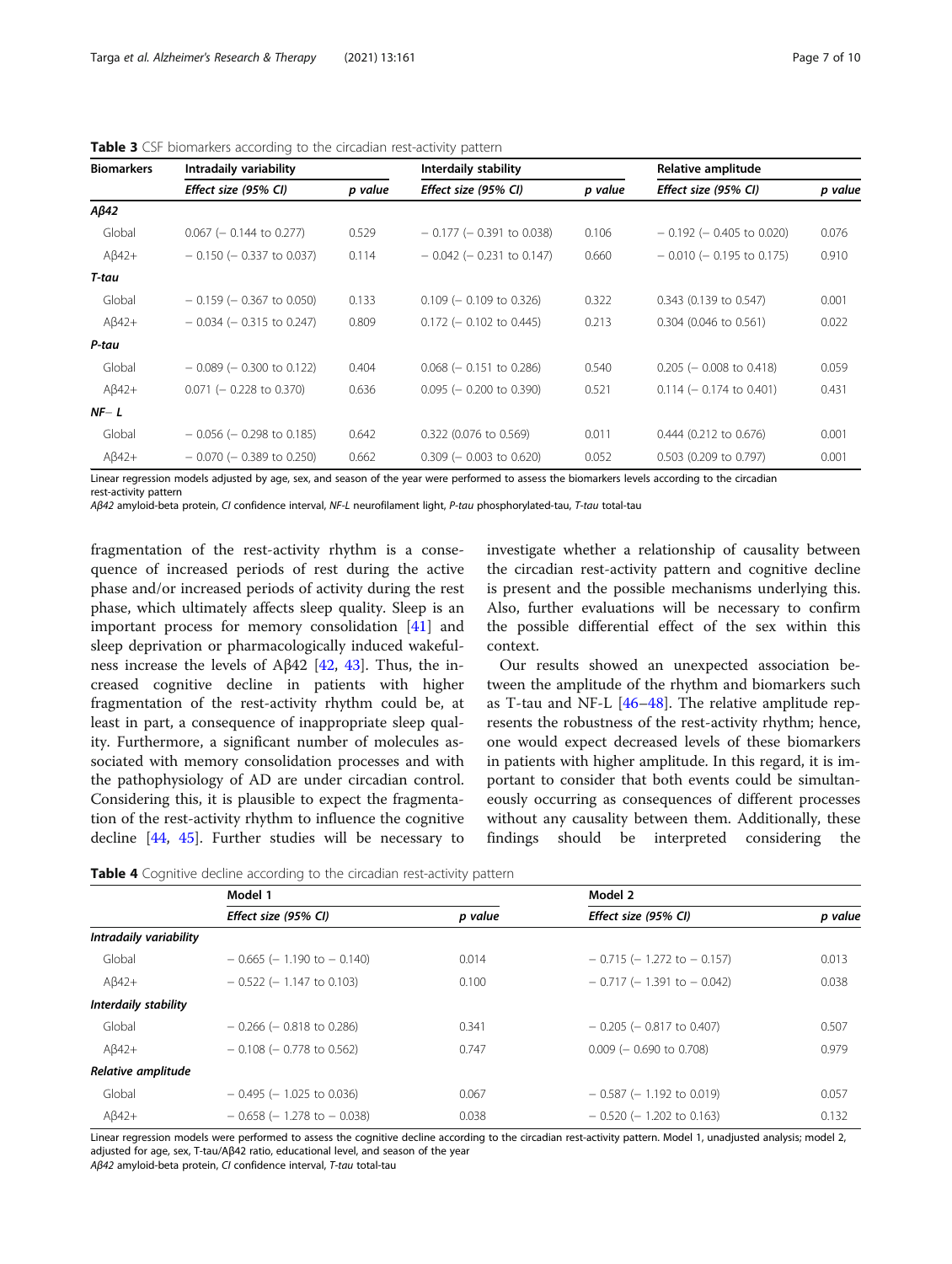**Table 3** CSF biomarkers according to the circadian rest-activity pattern

| Biomarkers | Intradaily variability | | Interdaily stability | | Relative amplitude | |
|---|---|---|---|---|---|---|
| | *Effect size (95% CI)* | *p value* | *Effect size (95% CI)* | *p value* | *Effect size (95% CI)* | *p value* |
| ***Aβ42*** | | | | | | |
| Global | 0.067 (− 0.144 to 0.277) | 0.529 | − 0.177 (− 0.391 to 0.038) | 0.106 | − 0.192 (− 0.405 to 0.020) | 0.076 |
| Aβ42+ | − 0.150 (− 0.337 to 0.037) | 0.114 | − 0.042 (− 0.231 to 0.147) | 0.660 | − 0.010 (− 0.195 to 0.175) | 0.910 |
| ***T-tau*** | | | | | | |
| Global | − 0.159 (− 0.367 to 0.050) | 0.133 | 0.109 (− 0.109 to 0.326) | 0.322 | 0.343 (0.139 to 0.547) | 0.001 |
| Aβ42+ | − 0.034 (− 0.315 to 0.247) | 0.809 | 0.172 (− 0.102 to 0.445) | 0.213 | 0.304 (0.046 to 0.561) | 0.022 |
| ***P-tau*** | | | | | | |
| Global | − 0.089 (− 0.300 to 0.122) | 0.404 | 0.068 (− 0.151 to 0.286) | 0.540 | 0.205 (− 0.008 to 0.418) | 0.059 |
| Aβ42+ | 0.071 (− 0.228 to 0.370) | 0.636 | 0.095 (− 0.200 to 0.390) | 0.521 | 0.114 (− 0.174 to 0.401) | 0.431 |
| ***NF− L*** | | | | | | |
| Global | − 0.056 (− 0.298 to 0.185) | 0.642 | 0.322 (0.076 to 0.569) | 0.011 | 0.444 (0.212 to 0.676) | 0.001 |
| Aβ42+ | − 0.070 (− 0.389 to 0.250) | 0.662 | 0.309 (− 0.003 to 0.620) | 0.052 | 0.503 (0.209 to 0.797) | 0.001 |

Linear regression models adjusted by age, sex, and season of the year were performed to assess the biomarkers levels according to the circadian rest-activity pattern

*Aβ42* amyloid-beta protein, *CI* confidence interval, *NF-L* neurofilament light, *P-tau* phosphorylated-tau, *T-tau* total-tau

fragmentation of the rest-activity rhythm is a consequence of increased periods of rest during the active phase and/or increased periods of activity during the rest phase, which ultimately affects sleep quality. Sleep is an important process for memory consolidation [41] and sleep deprivation or pharmacologically induced wakefulness increase the levels of Aβ42 [42, 43]. Thus, the increased cognitive decline in patients with higher fragmentation of the rest-activity rhythm could be, at least in part, a consequence of inappropriate sleep quality. Furthermore, a significant number of molecules associated with memory consolidation processes and with the pathophysiology of AD are under circadian control. Considering this, it is plausible to expect the fragmentation of the rest-activity rhythm to influence the cognitive decline [44, 45]. Further studies will be necessary to investigate whether a relationship of causality between the circadian rest-activity pattern and cognitive decline is present and the possible mechanisms underlying this. Also, further evaluations will be necessary to confirm the possible differential effect of the sex within this context.

Our results showed an unexpected association between the amplitude of the rhythm and biomarkers such as T-tau and NF-L [46–48]. The relative amplitude represents the robustness of the rest-activity rhythm; hence, one would expect decreased levels of these biomarkers in patients with higher amplitude. In this regard, it is important to consider that both events could be simultaneously occurring as consequences of different processes without any causality between them. Additionally, these findings should be interpreted considering the

**Table 4** Cognitive decline according to the circadian rest-activity pattern

| | Model 1 | | Model 2 | |
|---|---|---|---|---|
| | *Effect size (95% CI)* | *p value* | *Effect size (95% CI)* | *p value* |
| ***Intradaily variability*** | | | | |
| Global | − 0.665 (− 1.190 to − 0.140) | 0.014 | − 0.715 (− 1.272 to − 0.157) | 0.013 |
| Aβ42+ | − 0.522 (− 1.147 to 0.103) | 0.100 | − 0.717 (− 1.391 to − 0.042) | 0.038 |
| ***Interdaily stability*** | | | | |
| Global | − 0.266 (− 0.818 to 0.286) | 0.341 | − 0.205 (− 0.817 to 0.407) | 0.507 |
| Aβ42+ | − 0.108 (− 0.778 to 0.562) | 0.747 | 0.009 (− 0.690 to 0.708) | 0.979 |
| ***Relative amplitude*** | | | | |
| Global | − 0.495 (− 1.025 to 0.036) | 0.067 | − 0.587 (− 1.192 to 0.019) | 0.057 |
| Aβ42+ | − 0.658 (− 1.278 to − 0.038) | 0.038 | − 0.520 (− 1.202 to 0.163) | 0.132 |

Linear regression models were performed to assess the cognitive decline according to the circadian rest-activity pattern. Model 1, unadjusted analysis; model 2, adjusted for age, sex, T-tau/Aβ42 ratio, educational level, and season of the year

*Aβ42* amyloid-beta protein, *CI* confidence interval, *T-tau* total-tau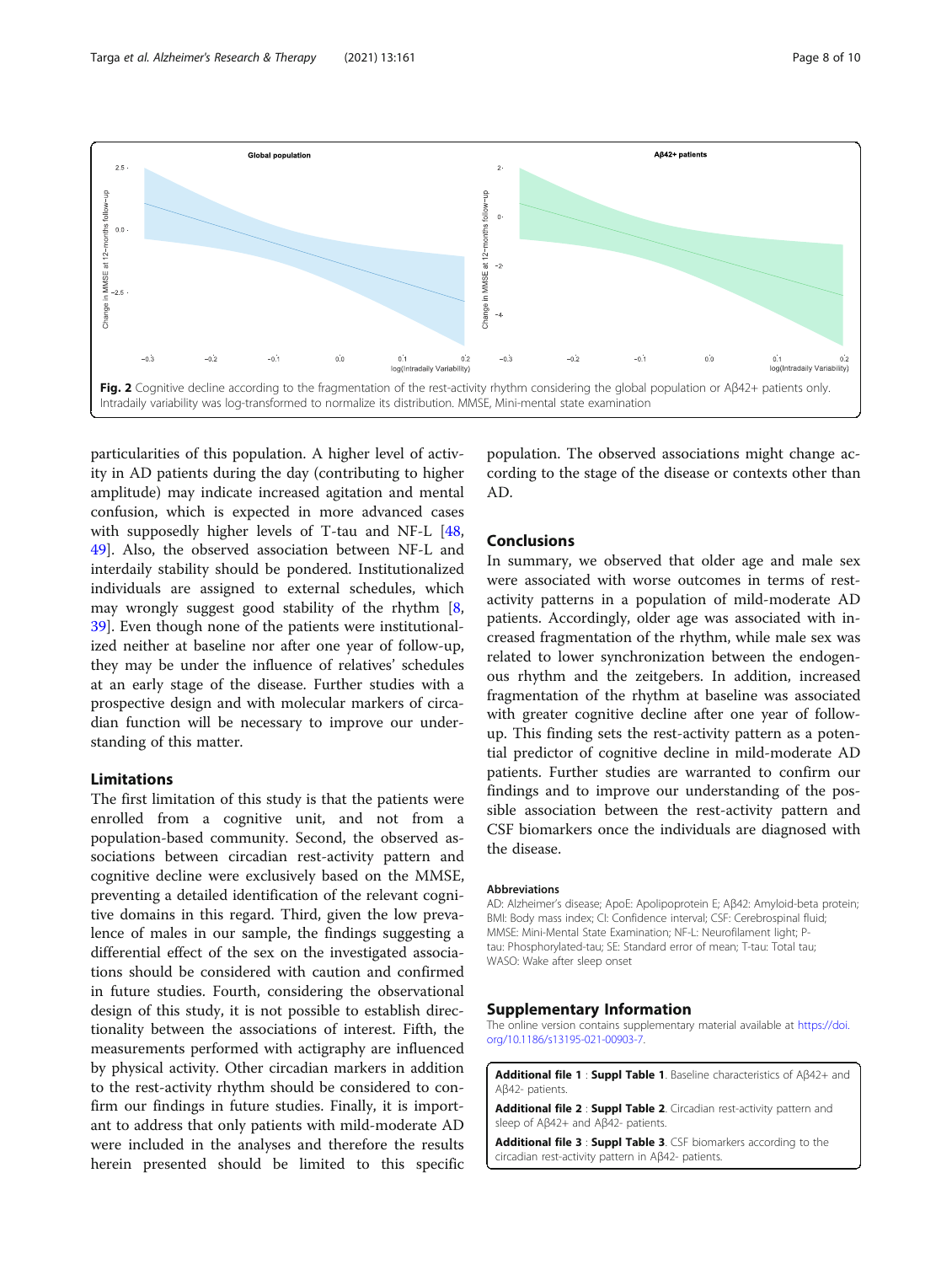**Fig. 2** Cognitive decline according to the fragmentation of the rest-activity rhythm considering the global population or Aβ42+ patients only. Intradaily variability was log-transformed to normalize its distribution. MMSE, Mini-mental state examination

particularities of this population. A higher level of activity in AD patients during the day (contributing to higher amplitude) may indicate increased agitation and mental confusion, which is expected in more advanced cases with supposedly higher levels of T-tau and NF-L [48, 49]. Also, the observed association between NF-L and interdaily stability should be pondered. Institutionalized individuals are assigned to external schedules, which may wrongly suggest good stability of the rhythm [8, 39]. Even though none of the patients were institutionalized neither at baseline nor after one year of follow-up, they may be under the influence of relatives' schedules at an early stage of the disease. Further studies with a prospective design and with molecular markers of circadian function will be necessary to improve our understanding of this matter.

## Limitations

The first limitation of this study is that the patients were enrolled from a cognitive unit, and not from a population-based community. Second, the observed associations between circadian rest-activity pattern and cognitive decline were exclusively based on the MMSE, preventing a detailed identification of the relevant cognitive domains in this regard. Third, given the low prevalence of males in our sample, the findings suggesting a differential effect of the sex on the investigated associations should be considered with caution and confirmed in future studies. Fourth, considering the observational design of this study, it is not possible to establish directionality between the associations of interest. Fifth, the measurements performed with actigraphy are influenced by physical activity. Other circadian markers in addition to the rest-activity rhythm should be considered to confirm our findings in future studies. Finally, it is important to address that only patients with mild-moderate AD were included in the analyses and therefore the results herein presented should be limited to this specific population. The observed associations might change according to the stage of the disease or contexts other than AD.

## Conclusions

In summary, we observed that older age and male sex were associated with worse outcomes in terms of rest-activity patterns in a population of mild-moderate AD patients. Accordingly, older age was associated with increased fragmentation of the rhythm, while male sex was related to lower synchronization between the endogenous rhythm and the zeitgebers. In addition, increased fragmentation of the rhythm at baseline was associated with greater cognitive decline after one year of follow-up. This finding sets the rest-activity pattern as a potential predictor of cognitive decline in mild-moderate AD patients. Further studies are warranted to confirm our findings and to improve our understanding of the possible association between the rest-activity pattern and CSF biomarkers once the individuals are diagnosed with the disease.

### Abbreviations

AD: Alzheimer's disease; ApoE: Apolipoprotein E; Aβ42: Amyloid-beta protein; BMI: Body mass index; CI: Confidence interval; CSF: Cerebrospinal fluid; MMSE: Mini-Mental State Examination; NF-L: Neurofilament light; P-tau: Phosphorylated-tau; SE: Standard error of mean; T-tau: Total tau; WASO: Wake after sleep onset

## Supplementary Information

The online version contains supplementary material available at https://doi.org/10.1186/s13195-021-00903-7.

**Additional file 1** : **Suppl Table 1**. Baseline characteristics of Aβ42+ and Aβ42- patients.

**Additional file 2** : **Suppl Table 2**. Circadian rest-activity pattern and sleep of Aβ42+ and Aβ42- patients.

**Additional file 3** : **Suppl Table 3**. CSF biomarkers according to the circadian rest-activity pattern in Aβ42- patients.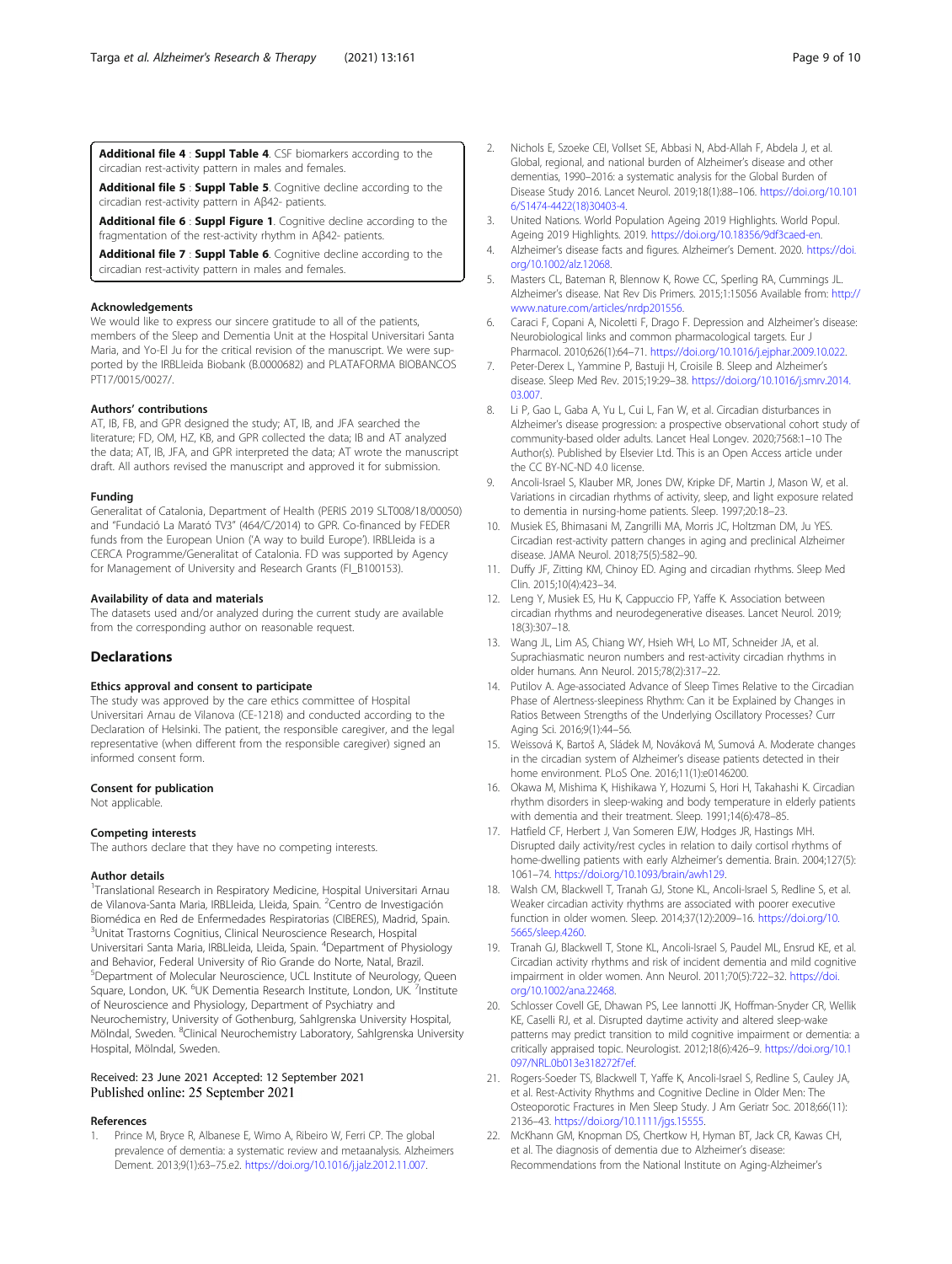**Additional file 4** : **Suppl Table 4**. CSF biomarkers according to the circadian rest-activity pattern in males and females.

**Additional file 5** : **Suppl Table 5**. Cognitive decline according to the circadian rest-activity pattern in Aβ42- patients.

**Additional file 6** : **Suppl Figure 1**. Cognitive decline according to the fragmentation of the rest-activity rhythm in Aβ42- patients.

**Additional file 7** : **Suppl Table 6**. Cognitive decline according to the circadian rest-activity pattern in males and females.

#### Acknowledgements

We would like to express our sincere gratitude to all of the patients, members of the Sleep and Dementia Unit at the Hospital Universitari Santa Maria, and Yo-El Ju for the critical revision of the manuscript. We were supported by the IRBLleida Biobank (B.0000682) and PLATAFORMA BIOBANCOS PT17/0015/0027/.

#### Authors' contributions

AT, IB, FB, and GPR designed the study; AT, IB, and JFA searched the literature; FD, OM, HZ, KB, and GPR collected the data; IB and AT analyzed the data; AT, IB, JFA, and GPR interpreted the data; AT wrote the manuscript draft. All authors revised the manuscript and approved it for submission.

#### Funding

Generalitat of Catalonia, Department of Health (PERIS 2019 SLT008/18/00050) and "Fundació La Marató TV3" (464/C/2014) to GPR. Co-financed by FEDER funds from the European Union ('A way to build Europe'). IRBLleida is a CERCA Programme/Generalitat of Catalonia. FD was supported by Agency for Management of University and Research Grants (FI_B100153).

#### Availability of data and materials

The datasets used and/or analyzed during the current study are available from the corresponding author on reasonable request.

## Declarations

#### Ethics approval and consent to participate

The study was approved by the care ethics committee of Hospital Universitari Arnau de Vilanova (CE-1218) and conducted according to the Declaration of Helsinki. The patient, the responsible caregiver, and the legal representative (when different from the responsible caregiver) signed an informed consent form.

#### Consent for publication

Not applicable.

#### Competing interests

The authors declare that they have no competing interests.

#### Author details

[1]Translational Research in Respiratory Medicine, Hospital Universitari Arnau de Vilanova-Santa Maria, IRBLleida, Lleida, Spain. [2]Centro de Investigación Biomédica en Red de Enfermedades Respiratorias (CIBERES), Madrid, Spain. [3]Unitat Trastorns Cognitius, Clinical Neuroscience Research, Hospital Universitari Santa Maria, IRBLleida, Lleida, Spain. [4]Department of Physiology and Behavior, Federal University of Rio Grande do Norte, Natal, Brazil. [5]Department of Molecular Neuroscience, UCL Institute of Neurology, Queen Square, London, UK. [6]UK Dementia Research Institute, London, UK. [7]Institute of Neuroscience and Physiology, Department of Psychiatry and Neurochemistry, University of Gothenburg, Sahlgrenska University Hospital, Mölndal, Sweden. [8]Clinical Neurochemistry Laboratory, Sahlgrenska University Hospital, Mölndal, Sweden.

Received: 23 June 2021 Accepted: 12 September 2021
Published online: 25 September 2021

#### References

1. Prince M, Bryce R, Albanese E, Wimo A, Ribeiro W, Ferri CP. The global prevalence of dementia: a systematic review and metaanalysis. Alzheimers Dement. 2013;9(1):63–75.e2. https://doi.org/10.1016/j.jalz.2012.11.007.
2. Nichols E, Szoeke CEI, Vollset SE, Abbasi N, Abd-Allah F, Abdela J, et al. Global, regional, and national burden of Alzheimer's disease and other dementias, 1990–2016: a systematic analysis for the Global Burden of Disease Study 2016. Lancet Neurol. 2019;18(1):88–106. https://doi.org/10.1016/S1474-4422(18)30403-4.
3. United Nations. World Population Ageing 2019 Highlights. World Popul. Ageing 2019 Highlights. 2019. https://doi.org/10.18356/9df3caed-en.
4. Alzheimer's disease facts and figures. Alzheimer's Dement. 2020. https://doi.org/10.1002/alz.12068.
5. Masters CL, Bateman R, Blennow K, Rowe CC, Sperling RA, Cummings JL. Alzheimer's disease. Nat Rev Dis Primers. 2015;1:15056 Available from: http://www.nature.com/articles/nrdp201556.
6. Caraci F, Copani A, Nicoletti F, Drago F. Depression and Alzheimer's disease: Neurobiological links and common pharmacological targets. Eur J Pharmacol. 2010;626(1):64–71. https://doi.org/10.1016/j.ejphar.2009.10.022.
7. Peter-Derex L, Yammine P, Bastuji H, Croisile B. Sleep and Alzheimer's disease. Sleep Med Rev. 2015;19:29–38. https://doi.org/10.1016/j.smrv.2014.03.007.
8. Li P, Gao L, Gaba A, Yu L, Cui L, Fan W, et al. Circadian disturbances in Alzheimer's disease progression: a prospective observational cohort study of community-based older adults. Lancet Heal Longev. 2020;7568:1–10 The Author(s). Published by Elsevier Ltd. This is an Open Access article under the CC BY-NC-ND 4.0 license.
9. Ancoli-Israel S, Klauber MR, Jones DW, Kripke DF, Martin J, Mason W, et al. Variations in circadian rhythms of activity, sleep, and light exposure related to dementia in nursing-home patients. Sleep. 1997;20:18–23.
10. Musiek ES, Bhimasani M, Zangrilli MA, Morris JC, Holtzman DM, Ju YES. Circadian rest-activity pattern changes in aging and preclinical Alzheimer disease. JAMA Neurol. 2018;75(5):582–90.
11. Duffy JF, Zitting KM, Chinoy ED. Aging and circadian rhythms. Sleep Med Clin. 2015;10(4):423–34.
12. Leng Y, Musiek ES, Hu K, Cappuccio FP, Yaffe K. Association between circadian rhythms and neurodegenerative diseases. Lancet Neurol. 2019;18(3):307–18.
13. Wang JL, Lim AS, Chiang WY, Hsieh WH, Lo MT, Schneider JA, et al. Suprachiasmatic neuron numbers and rest-activity circadian rhythms in older humans. Ann Neurol. 2015;78(2):317–22.
14. Putilov A. Age-associated Advance of Sleep Times Relative to the Circadian Phase of Alertness-sleepiness Rhythm: Can it be Explained by Changes in Ratios Between Strengths of the Underlying Oscillatory Processes? Curr Aging Sci. 2016;9(1):44–56.
15. Weissová K, Bartoš A, Sládek M, Nováková M, Sumová A. Moderate changes in the circadian system of Alzheimer's disease patients detected in their home environment. PLoS One. 2016;11(1):e0146200.
16. Okawa M, Mishima K, Hishikawa Y, Hozumi S, Hori H, Takahashi K. Circadian rhythm disorders in sleep-waking and body temperature in elderly patients with dementia and their treatment. Sleep. 1991;14(6):478–85.
17. Hatfield CF, Herbert J, Van Someren EJW, Hodges JR, Hastings MH. Disrupted daily activity/rest cycles in relation to daily cortisol rhythms of home-dwelling patients with early Alzheimer's dementia. Brain. 2004;127(5):1061–74. https://doi.org/10.1093/brain/awh129.
18. Walsh CM, Blackwell T, Tranah GJ, Stone KL, Ancoli-Israel S, Redline S, et al. Weaker circadian activity rhythms are associated with poorer executive function in older women. Sleep. 2014;37(12):2009–16. https://doi.org/10.5665/sleep.4260.
19. Tranah GJ, Blackwell T, Stone KL, Ancoli-Israel S, Paudel ML, Ensrud KE, et al. Circadian activity rhythms and risk of incident dementia and mild cognitive impairment in older women. Ann Neurol. 2011;70(5):722–32. https://doi.org/10.1002/ana.22468.
20. Schlosser Covell GE, Dhawan PS, Lee Iannotti JK, Hoffman-Snyder CR, Wellik KE, Caselli RJ, et al. Disrupted daytime activity and altered sleep-wake patterns may predict transition to mild cognitive impairment or dementia: a critically appraised topic. Neurologist. 2012;18(6):426–9. https://doi.org/10.1097/NRL.0b013e318272f7ef.
21. Rogers-Soeder TS, Blackwell T, Yaffe K, Ancoli-Israel S, Redline S, Cauley JA, et al. Rest-Activity Rhythms and Cognitive Decline in Older Men: The Osteoporotic Fractures in Men Sleep Study. J Am Geriatr Soc. 2018;66(11):2136–43. https://doi.org/10.1111/jgs.15555.
22. McKhann GM, Knopman DS, Chertkow H, Hyman BT, Jack CR, Kawas CH, et al. The diagnosis of dementia due to Alzheimer's disease: Recommendations from the National Institute on Aging-Alzheimer's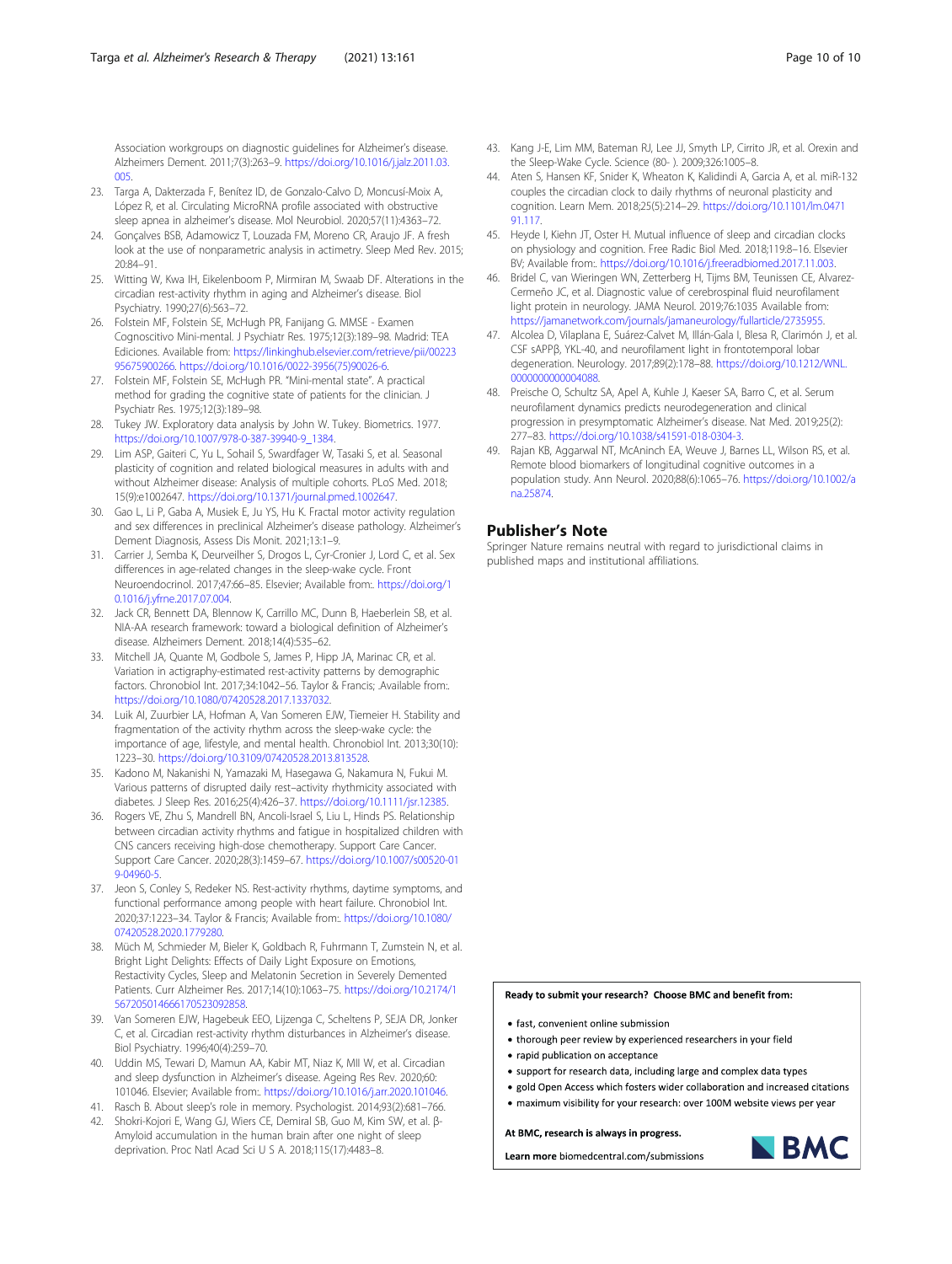Association workgroups on diagnostic guidelines for Alzheimer's disease. Alzheimers Dement. 2011;7(3):263–9. https://doi.org/10.1016/j.jalz.2011.03.005.

23. Targa A, Dakterzada F, Benítez ID, de Gonzalo-Calvo D, Moncusí-Moix A, López R, et al. Circulating MicroRNA profile associated with obstructive sleep apnea in alzheimer's disease. Mol Neurobiol. 2020;57(11):4363–72.
24. Gonçalves BSB, Adamowicz T, Louzada FM, Moreno CR, Araujo JF. A fresh look at the use of nonparametric analysis in actimetry. Sleep Med Rev. 2015;20:84–91.
25. Witting W, Kwa IH, Eikelenboom P, Mirmiran M, Swaab DF. Alterations in the circadian rest-activity rhythm in aging and Alzheimer's disease. Biol Psychiatry. 1990;27(6):563–72.
26. Folstein MF, Folstein SE, McHugh PR, Fanijang G. MMSE - Examen Cognoscitivo Mini-mental. J Psychiatr Res. 1975;12(3):189–98. Madrid: TEA Ediciones. Available from: https://linkinghub.elsevier.com/retrieve/pii/0022395675900266. https://doi.org/10.1016/0022-3956(75)90026-6.
27. Folstein MF, Folstein SE, McHugh PR. "Mini-mental state". A practical method for grading the cognitive state of patients for the clinician. J Psychiatr Res. 1975;12(3):189–98.
28. Tukey JW. Exploratory data analysis by John W. Tukey. Biometrics. 1977. https://doi.org/10.1007/978-0-387-39940-9_1384.
29. Lim ASP, Gaiteri C, Yu L, Sohail S, Swardfager W, Tasaki S, et al. Seasonal plasticity of cognition and related biological measures in adults with and without Alzheimer disease: Analysis of multiple cohorts. PLoS Med. 2018;15(9):e1002647. https://doi.org/10.1371/journal.pmed.1002647.
30. Gao L, Li P, Gaba A, Musiek E, Ju YS, Hu K. Fractal motor activity regulation and sex differences in preclinical Alzheimer's disease pathology. Alzheimer's Dement Diagnosis, Assess Dis Monit. 2021;13:1–9.
31. Carrier J, Semba K, Deurveilher S, Drogos L, Cyr-Cronier J, Lord C, et al. Sex differences in age-related changes in the sleep-wake cycle. Front Neuroendocrinol. 2017;47:66–85. Elsevier; Available from:. https://doi.org/10.1016/j.yfrne.2017.07.004.
32. Jack CR, Bennett DA, Blennow K, Carrillo MC, Dunn B, Haeberlein SB, et al. NIA-AA research framework: toward a biological definition of Alzheimer's disease. Alzheimers Dement. 2018;14(4):535–62.
33. Mitchell JA, Quante M, Godbole S, James P, Hipp JA, Marinac CR, et al. Variation in actigraphy-estimated rest-activity patterns by demographic factors. Chronobiol Int. 2017;34:1042–56. Taylor & Francis; .Available from:. https://doi.org/10.1080/07420528.2017.1337032.
34. Luik AI, Zuurbier LA, Hofman A, Van Someren EJW, Tiemeier H. Stability and fragmentation of the activity rhythm across the sleep-wake cycle: the importance of age, lifestyle, and mental health. Chronobiol Int. 2013;30(10):1223–30. https://doi.org/10.3109/07420528.2013.813528.
35. Kadono M, Nakanishi N, Yamazaki M, Hasegawa G, Nakamura N, Fukui M. Various patterns of disrupted daily rest–activity rhythmicity associated with diabetes. J Sleep Res. 2016;25(4):426–37. https://doi.org/10.1111/jsr.12385.
36. Rogers VE, Zhu S, Mandrell BN, Ancoli-Israel S, Liu L, Hinds PS. Relationship between circadian activity rhythms and fatigue in hospitalized children with CNS cancers receiving high-dose chemotherapy. Support Care Cancer. Support Care Cancer. 2020;28(3):1459–67. https://doi.org/10.1007/s00520-019-04960-5.
37. Jeon S, Conley S, Redeker NS. Rest-activity rhythms, daytime symptoms, and functional performance among people with heart failure. Chronobiol Int. 2020;37:1223–34. Taylor & Francis; Available from:. https://doi.org/10.1080/07420528.2020.1779280.
38. Müch M, Schmieder M, Bieler K, Goldbach R, Fuhrmann T, Zumstein N, et al. Bright Light Delights: Effects of Daily Light Exposure on Emotions, Restactivity Cycles, Sleep and Melatonin Secretion in Severely Demented Patients. Curr Alzheimer Res. 2017;14(10):1063–75. https://doi.org/10.2174/1567205014666170523092858.
39. Van Someren EJW, Hagebeuk EEO, Lijzenga C, Scheltens P, SEJA DR, Jonker C, et al. Circadian rest-activity rhythm disturbances in Alzheimer's disease. Biol Psychiatry. 1996;40(4):259–70.
40. Uddin MS, Tewari D, Mamun AA, Kabir MT, Niaz K, MII W, et al. Circadian and sleep dysfunction in Alzheimer's disease. Ageing Res Rev. 2020;60:101046. Elsevier; Available from:. https://doi.org/10.1016/j.arr.2020.101046.
41. Rasch B. About sleep's role in memory. Psychologist. 2014;93(2):681–766.
42. Shokri-Kojori E, Wang GJ, Wiers CE, Demiral SB, Guo M, Kim SW, et al. β-Amyloid accumulation in the human brain after one night of sleep deprivation. Proc Natl Acad Sci U S A. 2018;115(17):4483–8.
43. Kang J-E, Lim MM, Bateman RJ, Lee JJ, Smyth LP, Cirrito JR, et al. Orexin and the Sleep-Wake Cycle. Science (80- ). 2009;326:1005–8.
44. Aten S, Hansen KF, Snider K, Wheaton K, Kalidindi A, Garcia A, et al. miR-132 couples the circadian clock to daily rhythms of neuronal plasticity and cognition. Learn Mem. 2018;25(5):214–29. https://doi.org/10.1101/lm.047191.117.
45. Heyde I, Kiehn JT, Oster H. Mutual influence of sleep and circadian clocks on physiology and cognition. Free Radic Biol Med. 2018;119:8–16. Elsevier BV; Available from:. https://doi.org/10.1016/j.freeradbiomed.2017.11.003.
46. Bridel C, van Wieringen WN, Zetterberg H, Tijms BM, Teunissen CE, Alvarez-Cermeño JC, et al. Diagnostic value of cerebrospinal fluid neurofilament light protein in neurology. JAMA Neurol. 2019;76:1035 Available from: https://jamanetwork.com/journals/jamaneurology/fullarticle/2735955.
47. Alcolea D, Vilaplana E, Suárez-Calvet M, Illán-Gala I, Blesa R, Clarimón J, et al. CSF sAPPβ, YKL-40, and neurofilament light in frontotemporal lobar degeneration. Neurology. 2017;89(2):178–88. https://doi.org/10.1212/WNL.0000000000004088.
48. Preische O, Schultz SA, Apel A, Kuhle J, Kaeser SA, Barro C, et al. Serum neurofilament dynamics predicts neurodegeneration and clinical progression in presymptomatic Alzheimer's disease. Nat Med. 2019;25(2):277–83. https://doi.org/10.1038/s41591-018-0304-3.
49. Rajan KB, Aggarwal NT, McAninch EA, Weuve J, Barnes LL, Wilson RS, et al. Remote blood biomarkers of longitudinal cognitive outcomes in a population study. Ann Neurol. 2020;88(6):1065–76. https://doi.org/10.1002/ana.25874.

## Publisher's Note

Springer Nature remains neutral with regard to jurisdictional claims in published maps and institutional affiliations.

**Ready to submit your research? Choose BMC and benefit from:**

- fast, convenient online submission
- thorough peer review by experienced researchers in your field
- rapid publication on acceptance
- support for research data, including large and complex data types
- gold Open Access which fosters wider collaboration and increased citations
- maximum visibility for your research: over 100M website views per year

**At BMC, research is always in progress.**

**Learn more** biomedcentral.com/submissions

BMC